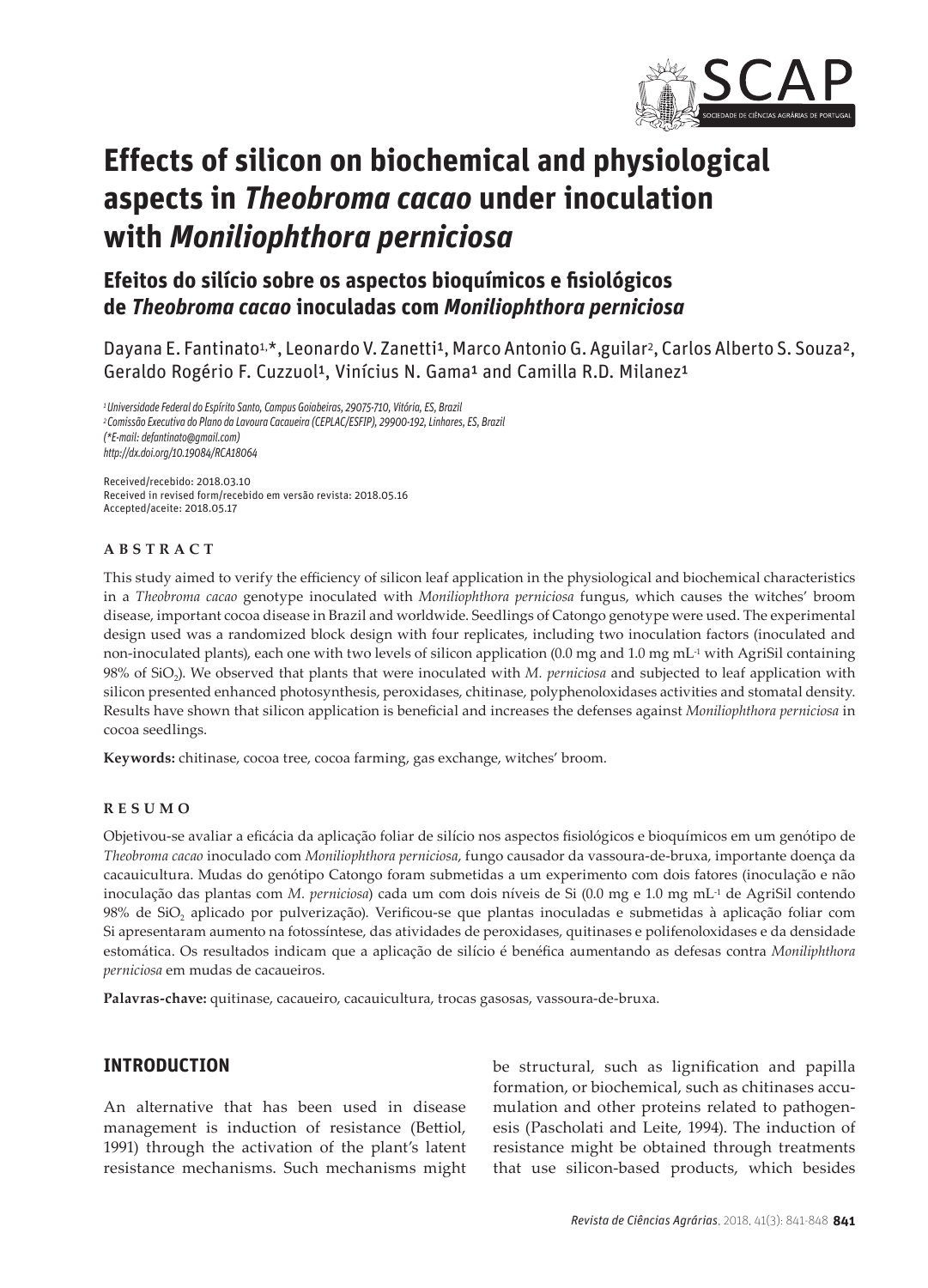# Effects of silicon on biochemical and physiological aspects in *Theobroma cacao* under inoculation with *Moniliophthora perniciosa*

## Efeitos do silício sobre os aspectos bioquímicos e fisiológicos de *Theobroma cacao* inoculadas com *Moniliophthora perniciosa*

Dayana E. Fantinato[1,*], Leonardo V. Zanetti[1], Marco Antonio G. Aguilar[2], Carlos Alberto S. Souza[2], Geraldo Rogério F. Cuzzuol[1], Vinícius N. Gama[1] and Camilla R.D. Milanez[1]

*[1] Universidade Federal do Espírito Santo, Campus Goiabeiras, 29075-710, Vitória, ES, Brazil*
*[2] Comissão Executiva do Plano da Lavoura Cacaueira (CEPLAC/ESFIP), 29900-192, Linhares, ES, Brazil*
*(*E-mail: defantinato@gmail.com)*
*http://dx.doi.org/10.19084/RCA18064*

Received/recebido: 2018.03.10
Received in revised form/recebido em versão revista: 2018.05.16
Accepted/aceite: 2018.05.17

## ABSTRACT

This study aimed to verify the efficiency of silicon leaf application in the physiological and biochemical characteristics in a *Theobroma cacao* genotype inoculated with *Moniliophthora perniciosa* fungus, which causes the witches' broom disease, important cocoa disease in Brazil and worldwide. Seedlings of Catongo genotype were used. The experimental design used was a randomized block design with four replicates, including two inoculation factors (inoculated and non-inoculated plants), each one with two levels of silicon application (0.0 mg and 1.0 mg $mL^{-1}$ with AgriSil containing 98% of $SiO_2$). We observed that plants that were inoculated with *M. perniciosa* and subjected to leaf application with silicon presented enhanced photosynthesis, peroxidases, chitinase, polyphenoloxidases activities and stomatal density. Results have shown that silicon application is beneficial and increases the defenses against *Moniliophthora perniciosa* in cocoa seedlings.

**Keywords:** chitinase, cocoa tree, cocoa farming, gas exchange, witches' broom.

## RESUMO

Objetivou-se avaliar a eficácia da aplicação foliar de silício nos aspectos fisiológicos e bioquímicos em um genótipo de *Theobroma cacao* inoculado com *Moniliophthora perniciosa*, fungo causador da vassoura-de-bruxa, importante doença da cacauicultura. Mudas do genótipo Catongo foram submetidas a um experimento com dois fatores (inoculação e não inoculação das plantas com *M. perniciosa*) cada um com dois níveis de Si (0.0 mg e 1.0 mg $mL^{-1}$ de AgriSil contendo 98% de $SiO_2$ aplicado por pulverização). Verificou-se que plantas inoculadas e submetidas à aplicação foliar com Si apresentaram aumento na fotossíntese, das atividades de peroxidases, quitinases e polifenoloxidases e da densidade estomática. Os resultados indicam que a aplicação de silício é benéfica aumentando as defesas contra *Moniliphthora perniciosa* em mudas de cacaueiros.

**Palavras-chave:** quitinase, cacaueiro, cacauicultura, trocas gasosas, vassoura-de-bruxa.

## INTRODUCTION

An alternative that has been used in disease management is induction of resistance (Bettiol, 1991) through the activation of the plant's latent resistance mechanisms. Such mechanisms might be structural, such as lignification and papilla formation, or biochemical, such as chitinases accumulation and other proteins related to pathogenesis (Pascholati and Leite, 1994). The induction of resistance might be obtained through treatments that use silicon-based products, which besides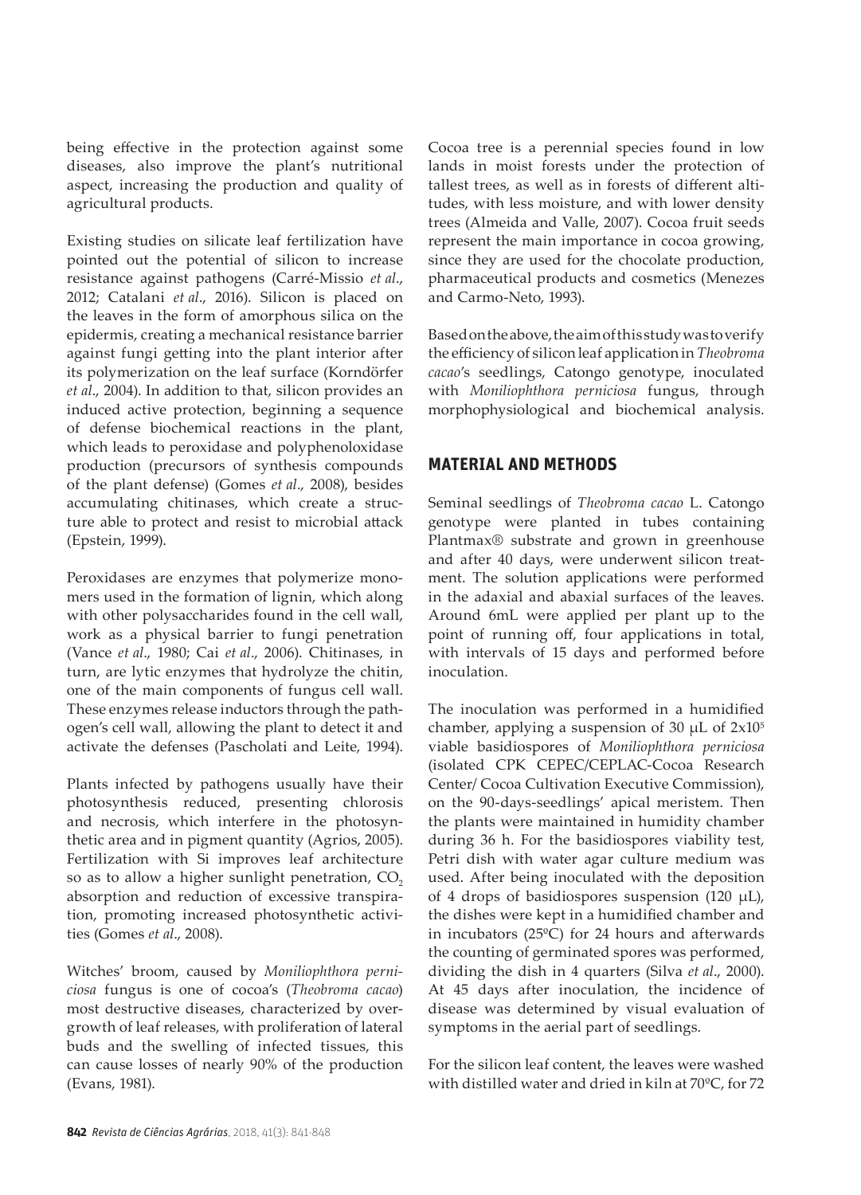being effective in the protection against some diseases, also improve the plant's nutritional aspect, increasing the production and quality of agricultural products.

Existing studies on silicate leaf fertilization have pointed out the potential of silicon to increase resistance against pathogens (Carré-Missio *et al*., 2012; Catalani *et al*., 2016). Silicon is placed on the leaves in the form of amorphous silica on the epidermis, creating a mechanical resistance barrier against fungi getting into the plant interior after its polymerization on the leaf surface (Korndörfer *et al*., 2004). In addition to that, silicon provides an induced active protection, beginning a sequence of defense biochemical reactions in the plant, which leads to peroxidase and polyphenoloxidase production (precursors of synthesis compounds of the plant defense) (Gomes *et al*., 2008), besides accumulating chitinases, which create a structure able to protect and resist to microbial attack (Epstein, 1999).

Peroxidases are enzymes that polymerize monomers used in the formation of lignin, which along with other polysaccharides found in the cell wall, work as a physical barrier to fungi penetration (Vance *et al*., 1980; Cai *et al*., 2006). Chitinases, in turn, are lytic enzymes that hydrolyze the chitin, one of the main components of fungus cell wall. These enzymes release inductors through the pathogen's cell wall, allowing the plant to detect it and activate the defenses (Pascholati and Leite, 1994).

Plants infected by pathogens usually have their photosynthesis reduced, presenting chlorosis and necrosis, which interfere in the photosynthetic area and in pigment quantity (Agrios, 2005). Fertilization with Si improves leaf architecture so as to allow a higher sunlight penetration, $CO_2$ absorption and reduction of excessive transpiration, promoting increased photosynthetic activities (Gomes *et al*., 2008).

Witches' broom, caused by *Moniliophthora perniciosa* fungus is one of cocoa's (*Theobroma cacao*) most destructive diseases, characterized by overgrowth of leaf releases, with proliferation of lateral buds and the swelling of infected tissues, this can cause losses of nearly 90% of the production (Evans, 1981).

Cocoa tree is a perennial species found in low lands in moist forests under the protection of tallest trees, as well as in forests of different altitudes, with less moisture, and with lower density trees (Almeida and Valle, 2007). Cocoa fruit seeds represent the main importance in cocoa growing, since they are used for the chocolate production, pharmaceutical products and cosmetics (Menezes and Carmo-Neto, 1993).

Based on the above, the aim of this study was to verify the efficiency of silicon leaf application in *Theobroma cacao*'s seedlings, Catongo genotype, inoculated with *Moniliophthora perniciosa* fungus, through morphophysiological and biochemical analysis.

## MATERIAL AND METHODS

Seminal seedlings of *Theobroma cacao* L. Catongo genotype were planted in tubes containing Plantmax® substrate and grown in greenhouse and after 40 days, were underwent silicon treatment. The solution applications were performed in the adaxial and abaxial surfaces of the leaves. Around 6mL were applied per plant up to the point of running off, four applications in total, with intervals of 15 days and performed before inoculation.

The inoculation was performed in a humidified chamber, applying a suspension of 30 μL of $2 \times 10^5$ viable basidiospores of *Moniliophthora perniciosa* (isolated CPK CEPEC/CEPLAC-Cocoa Research Center/ Cocoa Cultivation Executive Commission), on the 90-days-seedlings' apical meristem. Then the plants were maintained in humidity chamber during 36 h. For the basidiospores viability test, Petri dish with water agar culture medium was used. After being inoculated with the deposition of 4 drops of basidiospores suspension (120 μL), the dishes were kept in a humidified chamber and in incubators (25ºC) for 24 hours and afterwards the counting of germinated spores was performed, dividing the dish in 4 quarters (Silva *et al*., 2000). At 45 days after inoculation, the incidence of disease was determined by visual evaluation of symptoms in the aerial part of seedlings.

For the silicon leaf content, the leaves were washed with distilled water and dried in kiln at 70ºC, for 72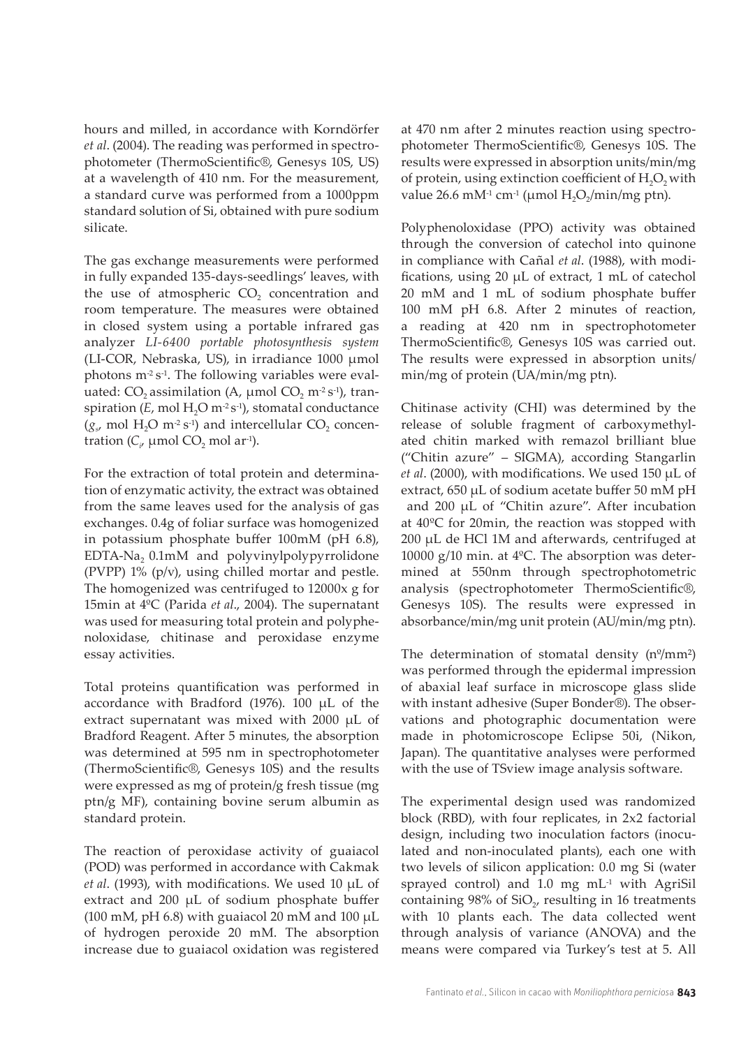hours and milled, in accordance with Korndörfer *et al*. (2004). The reading was performed in spectrophotometer (ThermoScientific®, Genesys 10S, US) at a wavelength of 410 nm. For the measurement, a standard curve was performed from a 1000ppm standard solution of Si, obtained with pure sodium silicate.

The gas exchange measurements were performed in fully expanded 135-days-seedlings' leaves, with the use of atmospheric $CO_2$ concentration and room temperature. The measures were obtained in closed system using a portable infrared gas analyzer *LI-6400 portable photosynthesis system* (LI-COR, Nebraska, US), in irradiance 1000 μmol photons $m^{-2} s^{-1}$. The following variables were evaluated: $CO_2$ assimilation (A, μmol $CO_2$ $m^{-2} s^{-1}$), transpiration (*E*, mol $H_2O$ $m^{-2} s^{-1}$), stomatal conductance ($g_s$, mol $H_2O$ $m^{-2} s^{-1}$) and intercellular $CO_2$ concentration ($C_i$, μmol $CO_2$ mol $ar^{-1}$).

For the extraction of total protein and determination of enzymatic activity, the extract was obtained from the same leaves used for the analysis of gas exchanges. 0.4g of foliar surface was homogenized in potassium phosphate buffer 100mM (pH 6.8), EDTA-$Na_2$ 0.1mM and polyvinylpolypyrrolidone (PVPP) 1% (p/v), using chilled mortar and pestle. The homogenized was centrifuged to 12000x g for 15min at 4ºC (Parida *et al*., 2004). The supernatant was used for measuring total protein and polyphenoloxidase, chitinase and peroxidase enzyme essay activities.

Total proteins quantification was performed in accordance with Bradford (1976). 100 μL of the extract supernatant was mixed with 2000 μL of Bradford Reagent. After 5 minutes, the absorption was determined at 595 nm in spectrophotometer (ThermoScientific®, Genesys 10S) and the results were expressed as mg of protein/g fresh tissue (mg ptn/g MF), containing bovine serum albumin as standard protein.

The reaction of peroxidase activity of guaiacol (POD) was performed in accordance with Cakmak *et al*. (1993), with modifications. We used 10 μL of extract and 200 μL of sodium phosphate buffer (100 mM, pH 6.8) with guaiacol 20 mM and 100 μL of hydrogen peroxide 20 mM. The absorption increase due to guaiacol oxidation was registered at 470 nm after 2 minutes reaction using spectrophotometer ThermoScientific®, Genesys 10S. The results were expressed in absorption units/min/mg of protein, using extinction coefficient of $H_2O_2$ with value 26.6 $mM^{-1}$ $cm^{-1}$ (μmol $H_2O_2$/min/mg ptn).

Polyphenoloxidase (PPO) activity was obtained through the conversion of catechol into quinone in compliance with Cañal *et al*. (1988), with modifications, using 20 μL of extract, 1 mL of catechol 20 mM and 1 mL of sodium phosphate buffer 100 mM pH 6.8. After 2 minutes of reaction, a reading at 420 nm in spectrophotometer ThermoScientific®, Genesys 10S was carried out. The results were expressed in absorption units/min/mg of protein (UA/min/mg ptn).

Chitinase activity (CHI) was determined by the release of soluble fragment of carboxymethylated chitin marked with remazol brilliant blue ("Chitin azure" – SIGMA), according Stangarlin *et al*. (2000), with modifications. We used 150 μL of extract, 650 μL of sodium acetate buffer 50 mM pH and 200 μL of "Chitin azure". After incubation at 40ºC for 20min, the reaction was stopped with 200 μL de HCl 1M and afterwards, centrifuged at 10000 g/10 min. at 4ºC. The absorption was determined at 550nm through spectrophotometric analysis (spectrophotometer ThermoScientific®, Genesys 10S). The results were expressed in absorbance/min/mg unit protein (AU/min/mg ptn).

The determination of stomatal density (nº/mm²) was performed through the epidermal impression of abaxial leaf surface in microscope glass slide with instant adhesive (Super Bonder®). The observations and photographic documentation were made in photomicroscope Eclipse 50i, (Nikon, Japan). The quantitative analyses were performed with the use of TSview image analysis software.

The experimental design used was randomized block (RBD), with four replicates, in 2x2 factorial design, including two inoculation factors (inoculated and non-inoculated plants), each one with two levels of silicon application: 0.0 mg Si (water sprayed control) and 1.0 mg $mL^{-1}$ with AgriSil containing 98% of $SiO_2$, resulting in 16 treatments with 10 plants each. The data collected went through analysis of variance (ANOVA) and the means were compared via Turkey's test at 5. All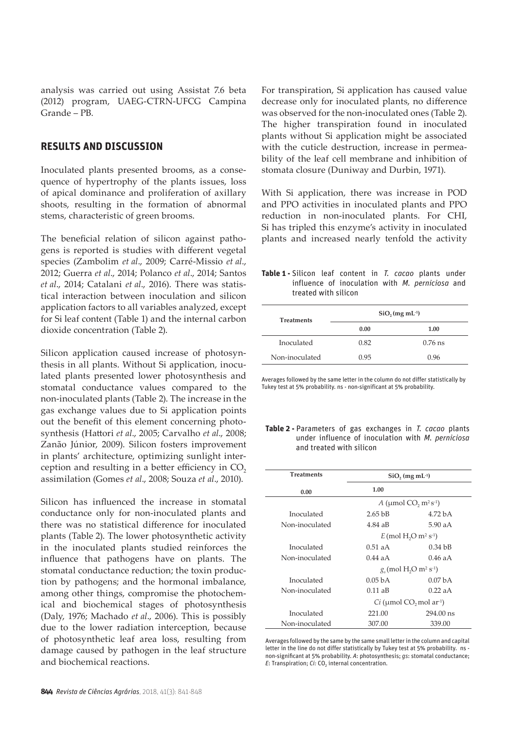analysis was carried out using Assistat 7.6 beta (2012) program, UAEG-CTRN-UFCG Campina Grande – PB.

## RESULTS AND DISCUSSION

Inoculated plants presented brooms, as a consequence of hypertrophy of the plants issues, loss of apical dominance and proliferation of axillary shoots, resulting in the formation of abnormal stems, characteristic of green brooms.

The beneficial relation of silicon against pathogens is reported is studies with different vegetal species (Zambolim *et al*., 2009; Carré-Missio *et al*., 2012; Guerra *et al*., 2014; Polanco *et al*., 2014; Santos *et al*., 2014; Catalani *et al*., 2016). There was statistical interaction between inoculation and silicon application factors to all variables analyzed, except for Si leaf content (Table 1) and the internal carbon dioxide concentration (Table 2).

Silicon application caused increase of photosynthesis in all plants. Without Si application, inoculated plants presented lower photosynthesis and stomatal conductance values compared to the non-inoculated plants (Table 2). The increase in the gas exchange values due to Si application points out the benefit of this element concerning photosynthesis (Hattori *et al*., 2005; Carvalho *et al*., 2008; Zanão Júnior, 2009). Silicon fosters improvement in plants' architecture, optimizing sunlight interception and resulting in a better efficiency in $CO_2$ assimilation (Gomes *et al*., 2008; Souza *et al*., 2010).

Silicon has influenced the increase in stomatal conductance only for non-inoculated plants and there was no statistical difference for inoculated plants (Table 2). The lower photosynthetic activity in the inoculated plants studied reinforces the influence that pathogens have on plants. The stomatal conductance reduction; the toxin production by pathogens; and the hormonal imbalance, among other things, compromise the photochemical and biochemical stages of photosynthesis (Daly, 1976; Machado *et al*., 2006). This is possibly due to the lower radiation interception, because of photosynthetic leaf area loss, resulting from damage caused by pathogen in the leaf structure and biochemical reactions.

For transpiration, Si application has caused value decrease only for inoculated plants, no difference was observed for the non-inoculated ones (Table 2). The higher transpiration found in inoculated plants without Si application might be associated with the cuticle destruction, increase in permeability of the leaf cell membrane and inhibition of stomata closure (Duniway and Durbin, 1971).

With Si application, there was increase in POD and PPO activities in inoculated plants and PPO reduction in non-inoculated plants. For CHI, Si has tripled this enzyme's activity in inoculated plants and increased nearly tenfold the activity

**Table 1 -** Silicon leaf content in *T. cacao* plants under influence of inoculation with *M. perniciosa* and treated with silicon

| Treatments | $SiO_2$ (mg mL$^{-1}$) | |
|---|---|---|
| | 0.00 | 1.00 |
| Inoculated | 0.82 | 0.76 ns |
| Non-inoculated | 0.95 | 0.96 |

Averages followed by the same letter in the column do not differ statistically by Tukey test at 5% probability. ns - non-significant at 5% probability.

**Table 2 -** Parameters of gas exchanges in *T. cacao* plants under influence of inoculation with *M. perniciosa* and treated with silicon

| Treatments | $SiO_2$ (mg mL$^{-1}$) | |
|---|---|---|
| 0.00 | 1.00 | |
| | $A$ (μmol $CO_2$ m$^2$ s$^{-1}$) | |
| Inoculated | 2.65 bB | 4.72 bA |
| Non-inoculated | 4.84 aB | 5.90 aA |
| | $E$ (mol $H_2O$ m$^2$ s$^{-1}$) | |
| Inoculated | 0.51 aA | 0.34 bB |
| Non-inoculated | 0.44 aA | 0.46 aA |
| | $g_s$ (mol $H_2O$ m$^2$ s$^{-1}$) | |
| Inoculated | 0.05 bA | 0.07 bA |
| Non-inoculated | 0.11 aB | 0.22 aA |
| | $Ci$ (μmol $CO_2$ mol ar$^{-1}$) | |
| Inoculated | 221.00 | 294.00 ns |
| Non-inoculated | 307.00 | 339.00 |

Averages followed by the same by the same small letter in the column and capital letter in the line do not differ statistically by Tukey test at 5% probability. ns - non-significant at 5% probability. *A*: photosynthesis; *gs*: stomatal conductance; *E*: Transpiration; *Ci:* $CO_2$ internal concentration.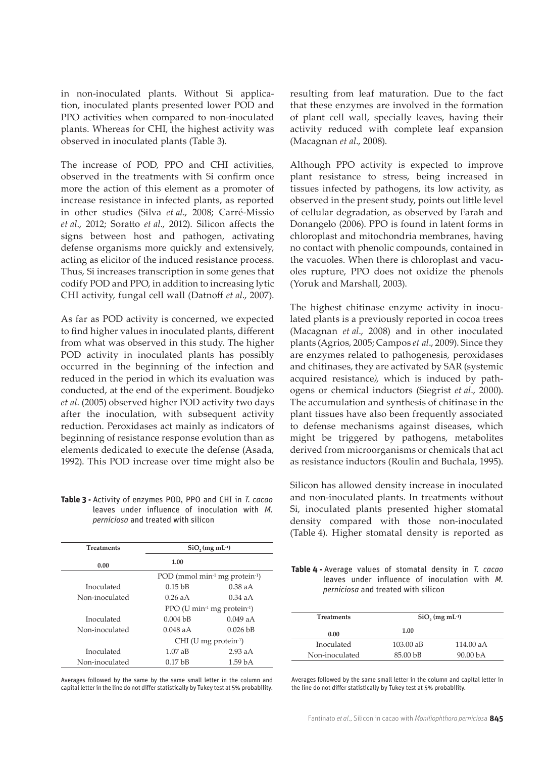in non-inoculated plants. Without Si application, inoculated plants presented lower POD and PPO activities when compared to non-inoculated plants. Whereas for CHI, the highest activity was observed in inoculated plants (Table 3).

The increase of POD, PPO and CHI activities, observed in the treatments with Si confirm once more the action of this element as a promoter of increase resistance in infected plants, as reported in other studies (Silva *et al*., 2008; Carré-Missio *et al*., 2012; Soratto *et al*., 2012). Silicon affects the signs between host and pathogen, activating defense organisms more quickly and extensively, acting as elicitor of the induced resistance process. Thus, Si increases transcription in some genes that codify POD and PPO, in addition to increasing lytic CHI activity, fungal cell wall (Datnoff *et al*., 2007).

As far as POD activity is concerned, we expected to find higher values in inoculated plants, different from what was observed in this study. The higher POD activity in inoculated plants has possibly occurred in the beginning of the infection and reduced in the period in which its evaluation was conducted, at the end of the experiment. Boudjeko *et al*. (2005) observed higher POD activity two days after the inoculation, with subsequent activity reduction. Peroxidases act mainly as indicators of beginning of resistance response evolution than as elements dedicated to execute the defense (Asada, 1992). This POD increase over time might also be resulting from leaf maturation. Due to the fact that these enzymes are involved in the formation of plant cell wall, specially leaves, having their activity reduced with complete leaf expansion (Macagnan *et al*., 2008).

Although PPO activity is expected to improve plant resistance to stress, being increased in tissues infected by pathogens, its low activity, as observed in the present study, points out little level of cellular degradation, as observed by Farah and Donangelo (2006). PPO is found in latent forms in chloroplast and mitochondria membranes, having no contact with phenolic compounds, contained in the vacuoles. When there is chloroplast and vacuoles rupture, PPO does not oxidize the phenols (Yoruk and Marshall, 2003).

The highest chitinase enzyme activity in inoculated plants is a previously reported in cocoa trees (Macagnan *et al*., 2008) and in other inoculated plants (Agrios, 2005; Campos *et al*., 2009). Since they are enzymes related to pathogenesis, peroxidases and chitinases, they are activated by SAR (systemic acquired resistance), which is induced by pathogens or chemical inductors (Siegrist *et al*., 2000). The accumulation and synthesis of chitinase in the plant tissues have also been frequently associated to defense mechanisms against diseases, which might be triggered by pathogens, metabolites derived from microorganisms or chemicals that act as resistance inductors (Roulin and Buchala, 1995).

Silicon has allowed density increase in inoculated and non-inoculated plants. In treatments without Si, inoculated plants presented higher stomatal density compared with those non-inoculated (Table 4). Higher stomatal density is reported as

**Table 3 -** Activity of enzymes POD, PPO and CHI in *T. cacao* leaves under influence of inoculation with *M. perniciosa* and treated with silicon

| Treatments | $SiO_2$ (mg mL$^{-1}$) | |
|---|---|---|
| | 0.00 | 1.00 |
| | POD (mmol min$^{-1}$ mg protein$^{-1}$) | |
| Inoculated | 0.15 bB | 0.38 aA |
| Non-inoculated | 0.26 aA | 0.34 aA |
| | PPO (U min$^{-1}$ mg protein$^{-1}$) | |
| Inoculated | 0.004 bB | 0.049 aA |
| Non-inoculated | 0.048 aA | 0.026 bB |
| | CHI (U mg protein$^{-1}$) | |
| Inoculated | 1.07 aB | 2.93 aA |
| Non-inoculated | 0.17 bB | 1.59 bA |

Averages followed by the same by the same small letter in the column and capital letter in the line do not differ statistically by Tukey test at 5% probability.

**Table 4 -** Average values of stomatal density in *T. cacao* leaves under influence of inoculation with *M. perniciosa* and treated with silicon

| Treatments | $SiO_2$ (mg mL$^{-1}$) | |
|---|---|---|
| | 0.00 | 1.00 |
| Inoculated | 103.00 aB | 114.00 aA |
| Non-inoculated | 85.00 bB | 90.00 bA |

Averages followed by the same small letter in the column and capital letter in the line do not differ statistically by Tukey test at 5% probability.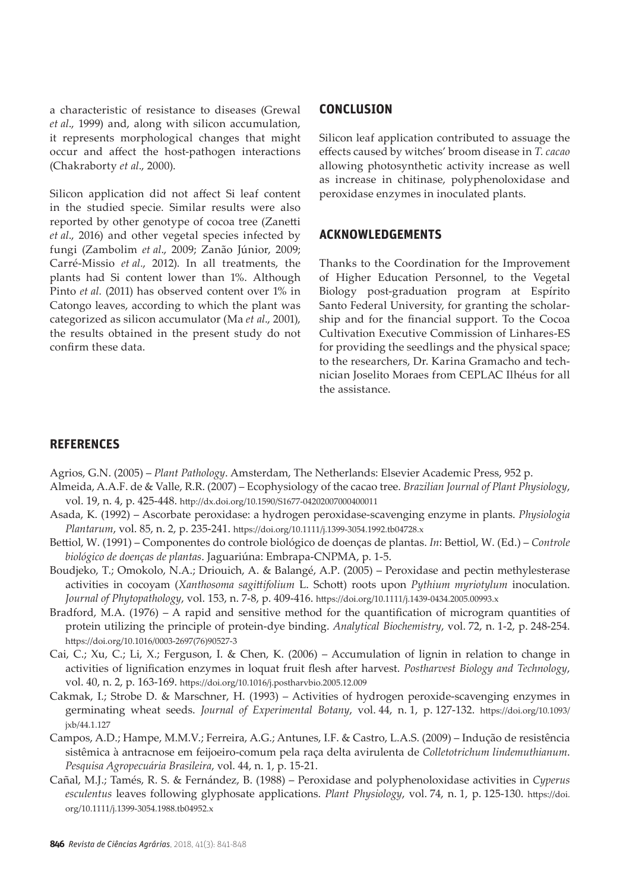a characteristic of resistance to diseases (Grewal *et al*., 1999) and, along with silicon accumulation, it represents morphological changes that might occur and affect the host-pathogen interactions (Chakraborty *et al*., 2000).

Silicon application did not affect Si leaf content in the studied specie. Similar results were also reported by other genotype of cocoa tree (Zanetti *et al*., 2016) and other vegetal species infected by fungi (Zambolim *et al*., 2009; Zanão Júnior, 2009; Carré-Missio *et al*., 2012). In all treatments, the plants had Si content lower than 1%. Although Pinto *et al*. (2011) has observed content over 1% in Catongo leaves, according to which the plant was categorized as silicon accumulator (Ma *et al*., 2001), the results obtained in the present study do not confirm these data.

## CONCLUSION

Silicon leaf application contributed to assuage the effects caused by witches' broom disease in *T. cacao* allowing photosynthetic activity increase as well as increase in chitinase, polyphenoloxidase and peroxidase enzymes in inoculated plants.

## ACKNOWLEDGEMENTS

Thanks to the Coordination for the Improvement of Higher Education Personnel, to the Vegetal Biology post-graduation program at Espírito Santo Federal University, for granting the scholarship and for the financial support. To the Cocoa Cultivation Executive Commission of Linhares-ES for providing the seedlings and the physical space; to the researchers, Dr. Karina Gramacho and technician Joselito Moraes from CEPLAC Ilhéus for all the assistance.

## REFERENCES

Agrios, G.N. (2005) – *Plant Pathology*. Amsterdam, The Netherlands: Elsevier Academic Press, 952 p.

Almeida, A.A.F. de & Valle, R.R. (2007) – Ecophysiology of the cacao tree. *Brazilian Journal of Plant Physiology*, vol. 19, n. 4, p. 425-448. http://dx.doi.org/10.1590/S1677-04202007000400011

Asada, K. (1992) – Ascorbate peroxidase: a hydrogen peroxidase-scavenging enzyme in plants. *Physiologia Plantarum*, vol. 85, n. 2, p. 235-241. https://doi.org/10.1111/j.1399-3054.1992.tb04728.x

Bettiol, W. (1991) – Componentes do controle biológico de doenças de plantas. *In*: Bettiol, W. (Ed.) – *Controle biológico de doenças de plantas*. Jaguariúna: Embrapa-CNPMA, p. 1-5.

Boudjeko, T.; Omokolo, N.A.; Driouich, A. & Balangé, A.P. (2005) – Peroxidase and pectin methylesterase activities in cocoyam (*Xanthosoma sagittifolium* L. Schott) roots upon *Pythium myriotylum* inoculation. *Journal of Phytopathology*, vol. 153, n. 7-8, p. 409-416. https://doi.org/10.1111/j.1439-0434.2005.00993.x

Bradford, M.A. (1976) – A rapid and sensitive method for the quantification of microgram quantities of protein utilizing the principle of protein-dye binding. *Analytical Biochemistry*, vol. 72, n. 1-2, p. 248-254. https://doi.org/10.1016/0003-2697(76)90527-3

Cai, C.; Xu, C.; Li, X.; Ferguson, I. & Chen, K. (2006) – Accumulation of lignin in relation to change in activities of lignification enzymes in loquat fruit flesh after harvest. *Postharvest Biology and Technology*, vol. 40, n. 2, p. 163-169. https://doi.org/10.1016/j.postharvbio.2005.12.009

Cakmak, I.; Strobe D. & Marschner, H. (1993) – Activities of hydrogen peroxide-scavenging enzymes in germinating wheat seeds. *Journal of Experimental Botany*, vol. 44, n. 1, p. 127-132. https://doi.org/10.1093/jxb/44.1.127

Campos, A.D.; Hampe, M.M.V.; Ferreira, A.G.; Antunes, I.F. & Castro, L.A.S. (2009) – Indução de resistência sistêmica à antracnose em feijoeiro-comum pela raça delta avirulenta de *Colletotrichum lindemuthianum*. *Pesquisa Agropecuária Brasileira*, vol. 44, n. 1, p. 15-21.

Cañal, M.J.; Tamés, R. S. & Fernández, B. (1988) – Peroxidase and polyphenoloxidase activities in *Cyperus esculentus* leaves following glyphosate applications. *Plant Physiology*, vol. 74, n. 1, p. 125-130. https://doi.org/10.1111/j.1399-3054.1988.tb04952.x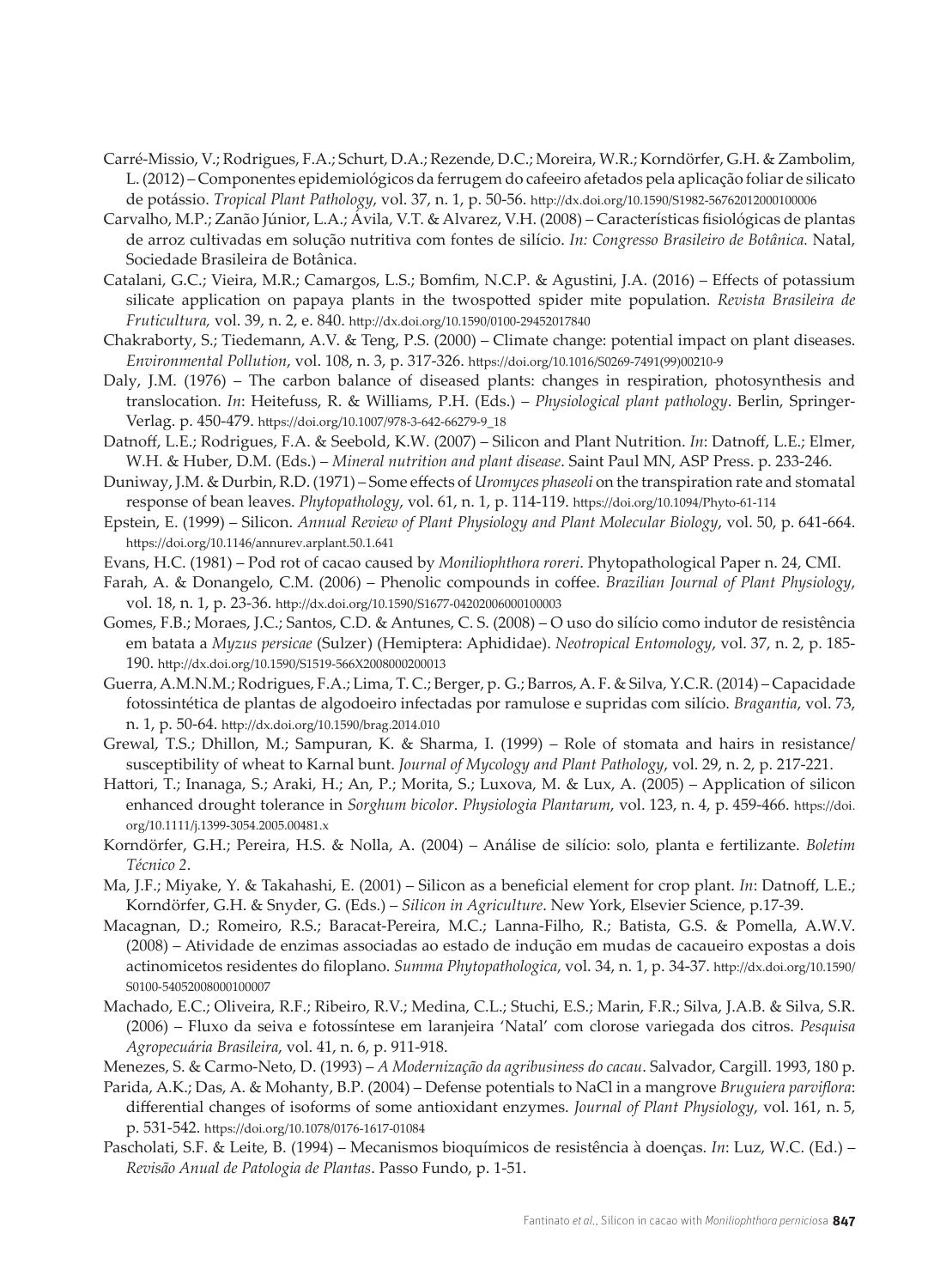Carré-Missio, V.; Rodrigues, F.A.; Schurt, D.A.; Rezende, D.C.; Moreira, W.R.; Korndörfer, G.H. & Zambolim, L. (2012) – Componentes epidemiológicos da ferrugem do cafeeiro afetados pela aplicação foliar de silicato de potássio. *Tropical Plant Pathology*, vol. 37, n. 1, p. 50-56. http://dx.doi.org/10.1590/S1982-56762012000100006

Carvalho, M.P.; Zanão Júnior, L.A.; Ávila, V.T. & Alvarez, V.H. (2008) – Características fisiológicas de plantas de arroz cultivadas em solução nutritiva com fontes de silício. *In: Congresso Brasileiro de Botânica.* Natal, Sociedade Brasileira de Botânica.

Catalani, G.C.; Vieira, M.R.; Camargos, L.S.; Bomfim, N.C.P. & Agustini, J.A. (2016) – Effects of potassium silicate application on papaya plants in the twospotted spider mite population. *Revista Brasileira de Fruticultura,* vol. 39, n. 2, e. 840. http://dx.doi.org/10.1590/0100-29452017840

Chakraborty, S.; Tiedemann, A.V. & Teng, P.S. (2000) – Climate change: potential impact on plant diseases. *Environmental Pollution*, vol. 108, n. 3, p. 317-326. https://doi.org/10.1016/S0269-7491(99)00210-9

Daly, J.M. (1976) – The carbon balance of diseased plants: changes in respiration, photosynthesis and translocation. *In*: Heitefuss, R. & Williams, P.H. (Eds.) – *Physiological plant pathology*. Berlin, Springer-Verlag. p. 450-479. https://doi.org/10.1007/978-3-642-66279-9_18

Datnoff, L.E.; Rodrigues, F.A. & Seebold, K.W. (2007) – Silicon and Plant Nutrition. *In*: Datnoff, L.E.; Elmer, W.H. & Huber, D.M. (Eds.) – *Mineral nutrition and plant disease*. Saint Paul MN, ASP Press. p. 233-246.

Duniway, J.M. & Durbin, R.D. (1971) – Some effects of *Uromyces phaseoli* on the transpiration rate and stomatal response of bean leaves. *Phytopathology*, vol. 61, n. 1, p. 114-119. https://doi.org/10.1094/Phyto-61-114

Epstein, E. (1999) – Silicon. *Annual Review of Plant Physiology and Plant Molecular Biology*, vol. 50, p. 641-664. https://doi.org/10.1146/annurev.arplant.50.1.641

Evans, H.C. (1981) – Pod rot of cacao caused by *Moniliophthora roreri*. Phytopathological Paper n. 24, CMI.

Farah, A. & Donangelo, C.M. (2006) – Phenolic compounds in coffee. *Brazilian Journal of Plant Physiology*, vol. 18, n. 1, p. 23-36. http://dx.doi.org/10.1590/S1677-04202006000100003

Gomes, F.B.; Moraes, J.C.; Santos, C.D. & Antunes, C. S. (2008) – O uso do silício como indutor de resistência em batata a *Myzus persicae* (Sulzer) (Hemiptera: Aphididae). *Neotropical Entomology*, vol. 37, n. 2, p. 185-190. http://dx.doi.org/10.1590/S1519-566X2008000200013

Guerra, A.M.N.M.; Rodrigues, F.A.; Lima, T. C.; Berger, p. G.; Barros, A. F. & Silva, Y.C.R. (2014) – Capacidade fotossintética de plantas de algodoeiro infectadas por ramulose e supridas com silício. *Bragantia*, vol. 73, n. 1, p. 50-64. http://dx.doi.org/10.1590/brag.2014.010

Grewal, T.S.; Dhillon, M.; Sampuran, K. & Sharma, I. (1999) – Role of stomata and hairs in resistance/susceptibility of wheat to Karnal bunt. *Journal of Mycology and Plant Pathology*, vol. 29, n. 2, p. 217-221.

Hattori, T.; Inanaga, S.; Araki, H.; An, P.; Morita, S.; Luxova, M. & Lux, A. (2005) – Application of silicon enhanced drought tolerance in *Sorghum bicolor*. *Physiologia Plantarum*, vol. 123, n. 4, p. 459-466. https://doi.org/10.1111/j.1399-3054.2005.00481.x

Korndörfer, G.H.; Pereira, H.S. & Nolla, A. (2004) – Análise de silício: solo, planta e fertilizante. *Boletim Técnico 2*.

Ma, J.F.; Miyake, Y. & Takahashi, E. (2001) – Silicon as a beneficial element for crop plant. *In*: Datnoff, L.E.; Korndörfer, G.H. & Snyder, G. (Eds.) – *Silicon in Agriculture*. New York, Elsevier Science, p.17-39.

Macagnan, D.; Romeiro, R.S.; Baracat-Pereira, M.C.; Lanna-Filho, R.; Batista, G.S. & Pomella, A.W.V. (2008) – Atividade de enzimas associadas ao estado de indução em mudas de cacaueiro expostas a dois actinomicetos residentes do filoplano. *Summa Phytopathologica*, vol. 34, n. 1, p. 34-37. http://dx.doi.org/10.1590/S0100-54052008000100007

Machado, E.C.; Oliveira, R.F.; Ribeiro, R.V.; Medina, C.L.; Stuchi, E.S.; Marin, F.R.; Silva, J.A.B. & Silva, S.R. (2006) – Fluxo da seiva e fotossíntese em laranjeira 'Natal' com clorose variegada dos citros. *Pesquisa Agropecuária Brasileira*, vol. 41, n. 6, p. 911-918.

Menezes, S. & Carmo-Neto, D. (1993) – *A Modernização da agribusiness do cacau*. Salvador, Cargill. 1993, 180 p.

Parida, A.K.; Das, A. & Mohanty, B.P. (2004) – Defense potentials to NaCl in a mangrove *Bruguiera parviflora*: differential changes of isoforms of some antioxidant enzymes. *Journal of Plant Physiology*, vol. 161, n. 5, p. 531-542. https://doi.org/10.1078/0176-1617-01084

Pascholati, S.F. & Leite, B. (1994) – Mecanismos bioquímicos de resistência à doenças. *In*: Luz, W.C. (Ed.) – *Revisão Anual de Patologia de Plantas*. Passo Fundo, p. 1-51.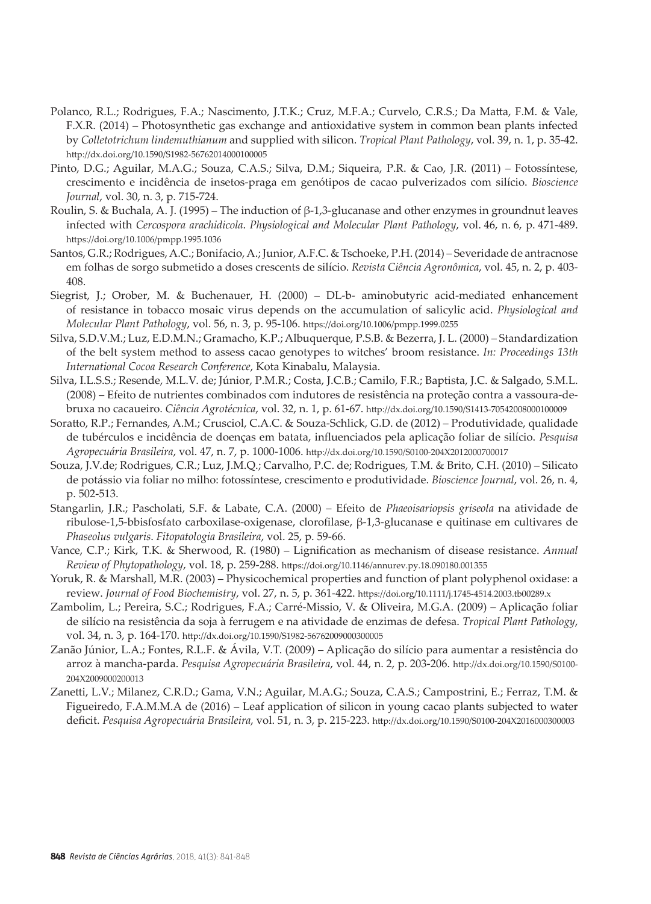Polanco, R.L.; Rodrigues, F.A.; Nascimento, J.T.K.; Cruz, M.F.A.; Curvelo, C.R.S.; Da Matta, F.M. & Vale, F.X.R. (2014) – Photosynthetic gas exchange and antioxidative system in common bean plants infected by *Colletotrichum lindemuthianum* and supplied with silicon. *Tropical Plant Pathology*, vol. 39, n. 1, p. 35-42. http://dx.doi.org/10.1590/S1982-56762014000100005

Pinto, D.G.; Aguilar, M.A.G.; Souza, C.A.S.; Silva, D.M.; Siqueira, P.R. & Cao, J.R. (2011) – Fotossíntese, crescimento e incidência de insetos-praga em genótipos de cacao pulverizados com silício. *Bioscience Journal*, vol. 30, n. 3, p. 715-724.

Roulin, S. & Buchala, A. J. (1995) – The induction of β-1,3-glucanase and other enzymes in groundnut leaves infected with *Cercospora arachidicola*. *Physiological and Molecular Plant Pathology*, vol. 46, n. 6, p. 471-489. https://doi.org/10.1006/pmpp.1995.1036

Santos, G.R.; Rodrigues, A.C.; Bonifacio, A.; Junior, A.F.C. & Tschoeke, P.H. (2014) – Severidade de antracnose em folhas de sorgo submetido a doses crescents de silício. *Revista Ciência Agronômica*, vol. 45, n. 2, p. 403-408.

Siegrist, J.; Orober, M. & Buchenauer, H. (2000) – DL-b- aminobutyric acid-mediated enhancement of resistance in tobacco mosaic virus depends on the accumulation of salicylic acid. *Physiological and Molecular Plant Pathology*, vol. 56, n. 3, p. 95-106. https://doi.org/10.1006/pmpp.1999.0255

Silva, S.D.V.M.; Luz, E.D.M.N.; Gramacho, K.P.; Albuquerque, P.S.B. & Bezerra, J. L. (2000) – Standardization of the belt system method to assess cacao genotypes to witches' broom resistance. *In: Proceedings 13th International Cocoa Research Conference*, Kota Kinabalu, Malaysia.

Silva, I.L.S.S.; Resende, M.L.V. de; Júnior, P.M.R.; Costa, J.C.B.; Camilo, F.R.; Baptista, J.C. & Salgado, S.M.L. (2008) – Efeito de nutrientes combinados com indutores de resistência na proteção contra a vassoura-de-bruxa no cacaueiro. *Ciência Agrotécnica*, vol. 32, n. 1, p. 61-67. http://dx.doi.org/10.1590/S1413-70542008000100009

Soratto, R.P.; Fernandes, A.M.; Crusciol, C.A.C. & Souza-Schlick, G.D. de (2012) – Produtividade, qualidade de tubérculos e incidência de doenças em batata, influenciados pela aplicação foliar de silício. *Pesquisa Agropecuária Brasileira*, vol. 47, n. 7, p. 1000-1006. http://dx.doi.org/10.1590/S0100-204X2012000700017

Souza, J.V.de; Rodrigues, C.R.; Luz, J.M.Q.; Carvalho, P.C. de; Rodrigues, T.M. & Brito, C.H. (2010) – Silicato de potássio via foliar no milho: fotossíntese, crescimento e produtividade. *Bioscience Journal*, vol. 26, n. 4, p. 502-513.

Stangarlin, J.R.; Pascholati, S.F. & Labate, C.A. (2000) – Efeito de *Phaeoisariopsis griseola* na atividade de ribulose-1,5-bbisfosfato carboxilase-oxigenase, clorofilase, β-1,3-glucanase e quitinase em cultivares de *Phaseolus vulgaris*. *Fitopatologia Brasileira*, vol. 25, p. 59-66.

Vance, C.P.; Kirk, T.K. & Sherwood, R. (1980) – Lignification as mechanism of disease resistance. *Annual Review of Phytopathology*, vol. 18, p. 259-288. https://doi.org/10.1146/annurev.py.18.090180.001355

Yoruk, R. & Marshall, M.R. (2003) – Physicochemical properties and function of plant polyphenol oxidase: a review. *Journal of Food Biochemistry*, vol. 27, n. 5, p. 361-422. https://doi.org/10.1111/j.1745-4514.2003.tb00289.x

Zambolim, L.; Pereira, S.C.; Rodrigues, F.A.; Carré-Missio, V. & Oliveira, M.G.A. (2009) – Aplicação foliar de silício na resistência da soja à ferrugem e na atividade de enzimas de defesa. *Tropical Plant Pathology*, vol. 34, n. 3, p. 164-170. http://dx.doi.org/10.1590/S1982-56762009000300005

Zanão Júnior, L.A.; Fontes, R.L.F. & Ávila, V.T. (2009) – Aplicação do silício para aumentar a resistência do arroz à mancha-parda. *Pesquisa Agropecuária Brasileira*, vol. 44, n. 2, p. 203-206. http://dx.doi.org/10.1590/S0100-204X2009000200013

Zanetti, L.V.; Milanez, C.R.D.; Gama, V.N.; Aguilar, M.A.G.; Souza, C.A.S.; Campostrini, E.; Ferraz, T.M. & Figueiredo, F.A.M.M.A de (2016) – Leaf application of silicon in young cacao plants subjected to water deficit. *Pesquisa Agropecuária Brasileira*, vol. 51, n. 3, p. 215-223. http://dx.doi.org/10.1590/S0100-204X2016000300003